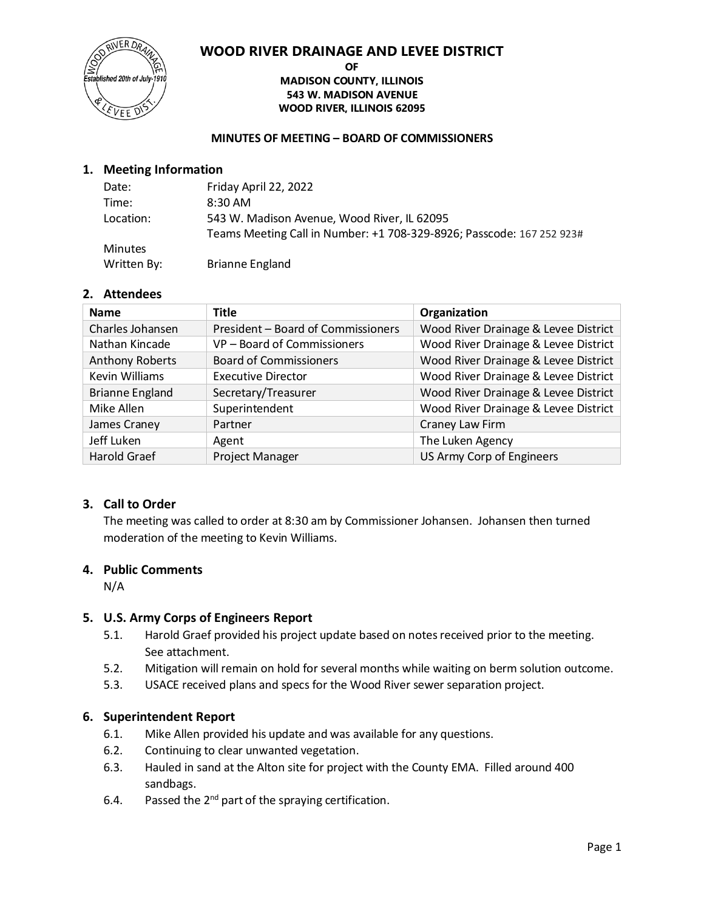# WOOD RIVER DRAINAGE AND LEVEE DISTRICT

**OF**
**MADISON COUNTY, ILLINOIS**
**543 W. MADISON AVENUE**
**WOOD RIVER, ILLINOIS 62095**

**MINUTES OF MEETING – BOARD OF COMMISSIONERS**

## 1. Meeting Information

| | |
|---|---|
| Date: | Friday April 22, 2022 |
| Time: | 8:30 AM |
| Location: | 543 W. Madison Avenue, Wood River, IL 62095<br>Teams Meeting Call in Number: +1 708-329-8926; Passcode: 167 252 923# |
| Minutes Written By: | Brianne England |

## 2. Attendees

| Name | Title | Organization |
|---|---|---|
| Charles Johansen | President – Board of Commissioners | Wood River Drainage & Levee District |
| Nathan Kincade | VP – Board of Commissioners | Wood River Drainage & Levee District |
| Anthony Roberts | Board of Commissioners | Wood River Drainage & Levee District |
| Kevin Williams | Executive Director | Wood River Drainage & Levee District |
| Brianne England | Secretary/Treasurer | Wood River Drainage & Levee District |
| Mike Allen | Superintendent | Wood River Drainage & Levee District |
| James Craney | Partner | Craney Law Firm |
| Jeff Luken | Agent | The Luken Agency |
| Harold Graef | Project Manager | US Army Corp of Engineers |

## 3. Call to Order

The meeting was called to order at 8:30 am by Commissioner Johansen. Johansen then turned moderation of the meeting to Kevin Williams.

## 4. Public Comments

N/A

## 5. U.S. Army Corps of Engineers Report

5.1. Harold Graef provided his project update based on notes received prior to the meeting. See attachment.

5.2. Mitigation will remain on hold for several months while waiting on berm solution outcome.

5.3. USACE received plans and specs for the Wood River sewer separation project.

## 6. Superintendent Report

6.1. Mike Allen provided his update and was available for any questions.

6.2. Continuing to clear unwanted vegetation.

6.3. Hauled in sand at the Alton site for project with the County EMA. Filled around 400 sandbags.

6.4. Passed the 2nd part of the spraying certification.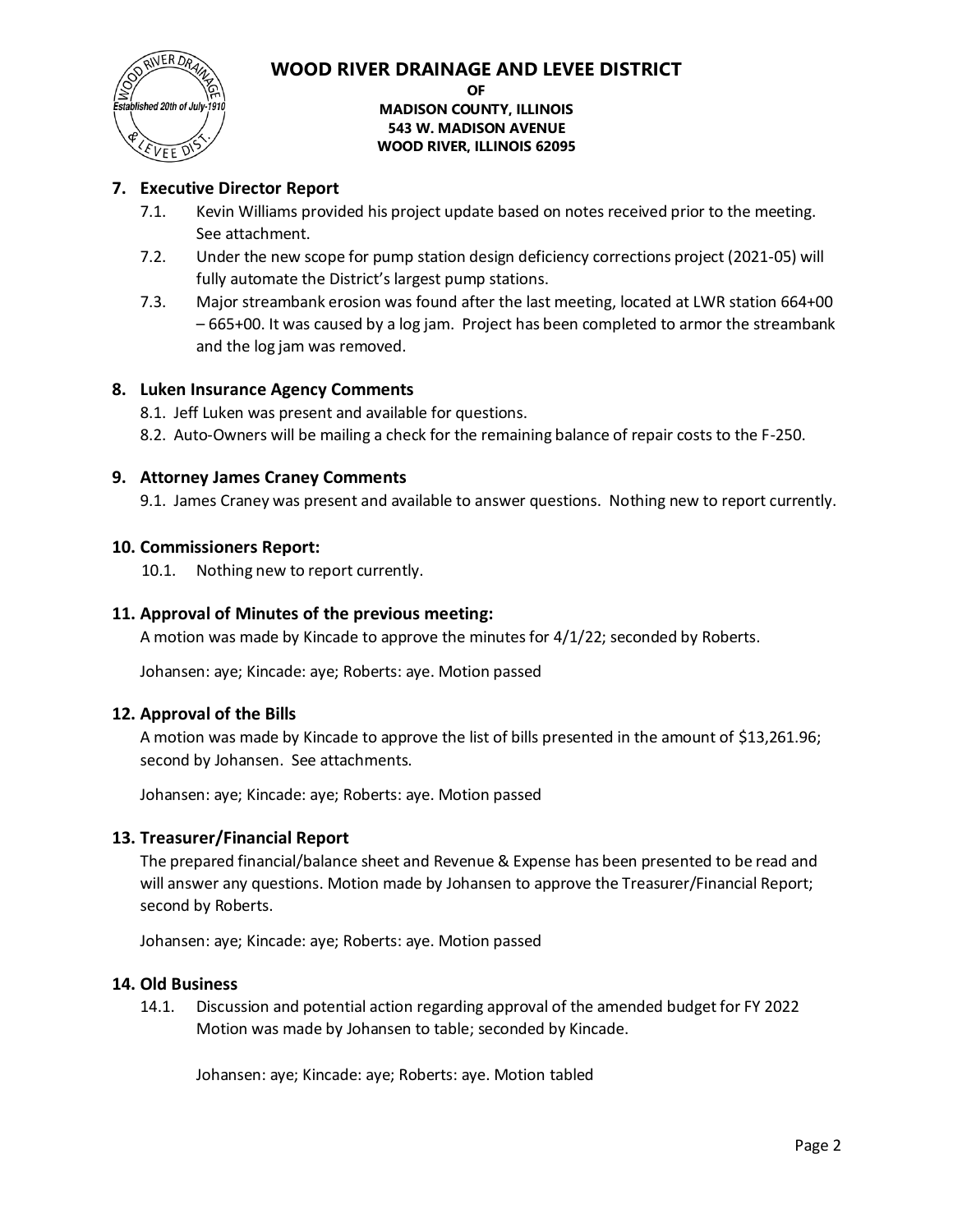# WOOD RIVER DRAINAGE AND LEVEE DISTRICT

**OF**
**MADISON COUNTY, ILLINOIS**
**543 W. MADISON AVENUE**
**WOOD RIVER, ILLINOIS 62095**

## 7. Executive Director Report

7.1. Kevin Williams provided his project update based on notes received prior to the meeting. See attachment.

7.2. Under the new scope for pump station design deficiency corrections project (2021-05) will fully automate the District's largest pump stations.

7.3. Major streambank erosion was found after the last meeting, located at LWR station 664+00 – 665+00. It was caused by a log jam. Project has been completed to armor the streambank and the log jam was removed.

## 8. Luken Insurance Agency Comments

8.1. Jeff Luken was present and available for questions.

8.2. Auto-Owners will be mailing a check for the remaining balance of repair costs to the F-250.

## 9. Attorney James Craney Comments

9.1. James Craney was present and available to answer questions. Nothing new to report currently.

## 10. Commissioners Report:

10.1. Nothing new to report currently.

## 11. Approval of Minutes of the previous meeting:

A motion was made by Kincade to approve the minutes for 4/1/22; seconded by Roberts.

Johansen: aye; Kincade: aye; Roberts: aye. Motion passed

## 12. Approval of the Bills

A motion was made by Kincade to approve the list of bills presented in the amount of $13,261.96; second by Johansen. See attachments.

Johansen: aye; Kincade: aye; Roberts: aye. Motion passed

## 13. Treasurer/Financial Report

The prepared financial/balance sheet and Revenue & Expense has been presented to be read and will answer any questions. Motion made by Johansen to approve the Treasurer/Financial Report; second by Roberts.

Johansen: aye; Kincade: aye; Roberts: aye. Motion passed

## 14. Old Business

14.1. Discussion and potential action regarding approval of the amended budget for FY 2022 Motion was made by Johansen to table; seconded by Kincade.

Johansen: aye; Kincade: aye; Roberts: aye. Motion tabled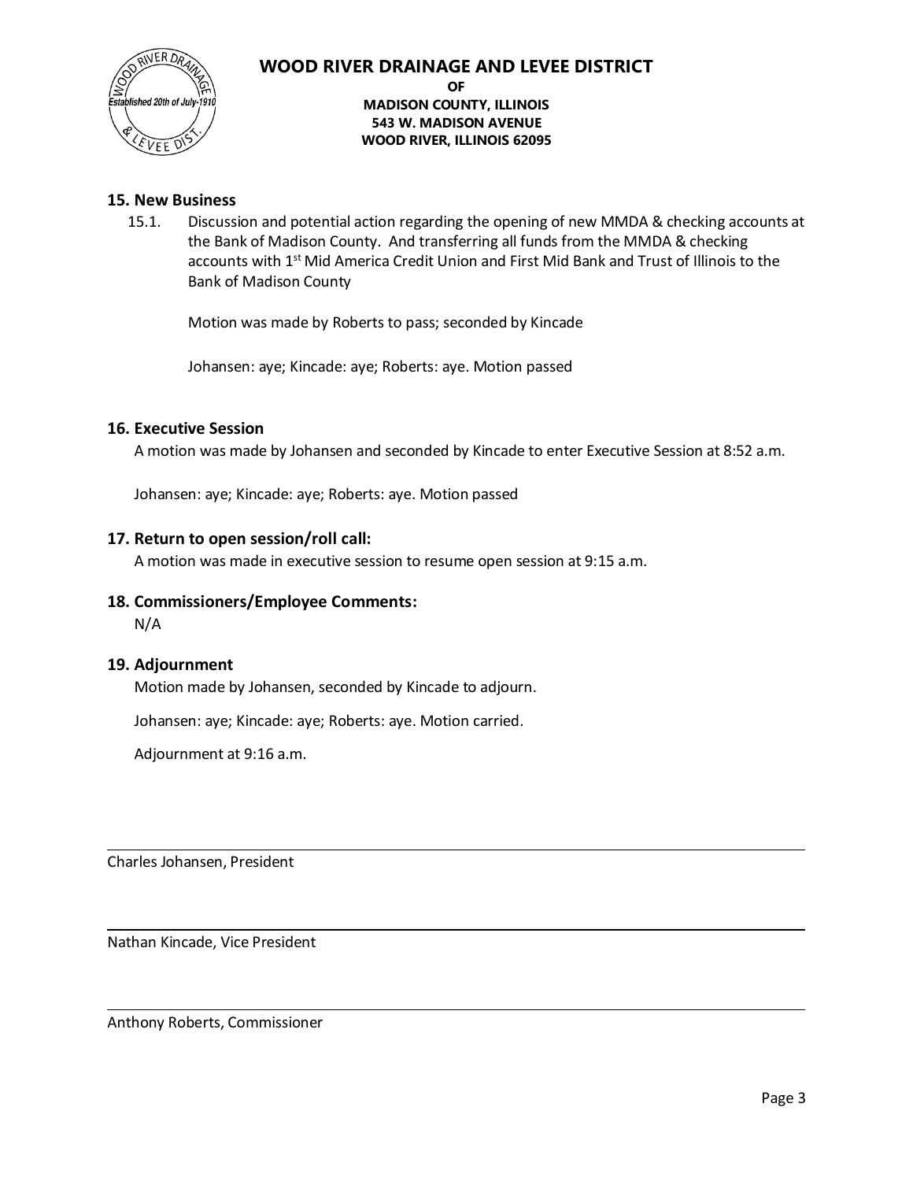# WOOD RIVER DRAINAGE AND LEVEE DISTRICT

**OF**
**MADISON COUNTY, ILLINOIS**
**543 W. MADISON AVENUE**
**WOOD RIVER, ILLINOIS 62095**

## 15. New Business

15.1. Discussion and potential action regarding the opening of new MMDA & checking accounts at the Bank of Madison County. And transferring all funds from the MMDA & checking accounts with 1st Mid America Credit Union and First Mid Bank and Trust of Illinois to the Bank of Madison County

Motion was made by Roberts to pass; seconded by Kincade

Johansen: aye; Kincade: aye; Roberts: aye. Motion passed

## 16. Executive Session

A motion was made by Johansen and seconded by Kincade to enter Executive Session at 8:52 a.m.

Johansen: aye; Kincade: aye; Roberts: aye. Motion passed

## 17. Return to open session/roll call:

A motion was made in executive session to resume open session at 9:15 a.m.

## 18. Commissioners/Employee Comments:

N/A

## 19. Adjournment

Motion made by Johansen, seconded by Kincade to adjourn.

Johansen: aye; Kincade: aye; Roberts: aye. Motion carried.

Adjournment at 9:16 a.m.

---

Charles Johansen, President

---

Nathan Kincade, Vice President

---

Anthony Roberts, Commissioner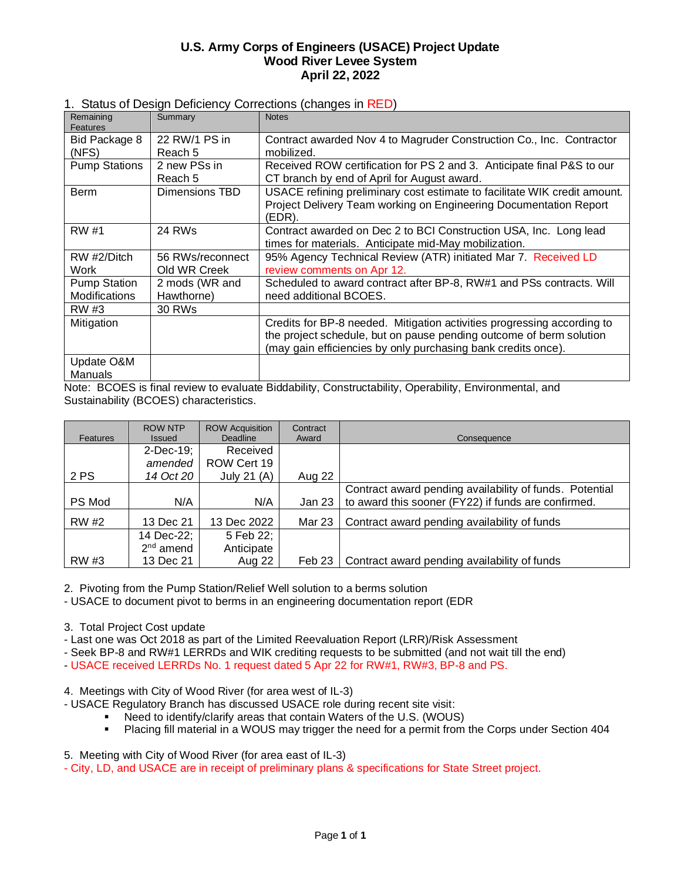# U.S. Army Corps of Engineers (USACE) Project Update
# Wood River Levee System
# April 22, 2022

1. Status of Design Deficiency Corrections (changes in RED)

| Remaining Features | Summary | Notes |
|---|---|---|
| Bid Package 8 (NFS) | 22 RW/1 PS in Reach 5 | Contract awarded Nov 4 to Magruder Construction Co., Inc. Contractor mobilized. |
| Pump Stations | 2 new PSs in Reach 5 | Received ROW certification for PS 2 and 3. Anticipate final P&S to our CT branch by end of April for August award. |
| Berm | Dimensions TBD | USACE refining preliminary cost estimate to facilitate WIK credit amount. Project Delivery Team working on Engineering Documentation Report (EDR). |
| RW #1 | 24 RWs | Contract awarded on Dec 2 to BCI Construction USA, Inc. Long lead times for materials. Anticipate mid-May mobilization. |
| RW #2/Ditch Work | 56 RWs/reconnect Old WR Creek | 95% Agency Technical Review (ATR) initiated Mar 7. Received LD review comments on Apr 12. |
| Pump Station Modifications | 2 mods (WR and Hawthorne) | Scheduled to award contract after BP-8, RW#1 and PSs contracts. Will need additional BCOES. |
| RW #3 | 30 RWs | |
| Mitigation | | Credits for BP-8 needed. Mitigation activities progressing according to the project schedule, but on pause pending outcome of berm solution (may gain efficiencies by only purchasing bank credits once). |
| Update O&M Manuals | | |

Note: BCOES is final review to evaluate Biddability, Constructability, Operability, Environmental, and Sustainability (BCOES) characteristics.

| Features | ROW NTP Issued | ROW Acquisition Deadline | Contract Award | Consequence |
|---|---|---|---|---|
| 2 PS | 2-Dec-19; *amended 14 Oct 20* | Received ROW Cert 19 July 21 (A) | Aug 22 | |
| PS Mod | N/A | N/A | Jan 23 | Contract award pending availability of funds. Potential to award this sooner (FY22) if funds are confirmed. |
| RW #2 | 13 Dec 21 | 13 Dec 2022 | Mar 23 | Contract award pending availability of funds |
| RW #3 | 14 Dec-22; 2nd amend 13 Dec 21 | 5 Feb 22; Anticipate Aug 22 | Feb 23 | Contract award pending availability of funds |

2. Pivoting from the Pump Station/Relief Well solution to a berms solution
- USACE to document pivot to berms in an engineering documentation report (EDR

3. Total Project Cost update
- Last one was Oct 2018 as part of the Limited Reevaluation Report (LRR)/Risk Assessment
- Seek BP-8 and RW#1 LERRDs and WIK crediting requests to be submitted (and not wait till the end)
- USACE received LERRDs No. 1 request dated 5 Apr 22 for RW#1, RW#3, BP-8 and PS.

4. Meetings with City of Wood River (for area west of IL-3)
- USACE Regulatory Branch has discussed USACE role during recent site visit:
  - Need to identify/clarify areas that contain Waters of the U.S. (WOUS)
  - Placing fill material in a WOUS may trigger the need for a permit from the Corps under Section 404

5. Meeting with City of Wood River (for area east of IL-3)
- City, LD, and USACE are in receipt of preliminary plans & specifications for State Street project.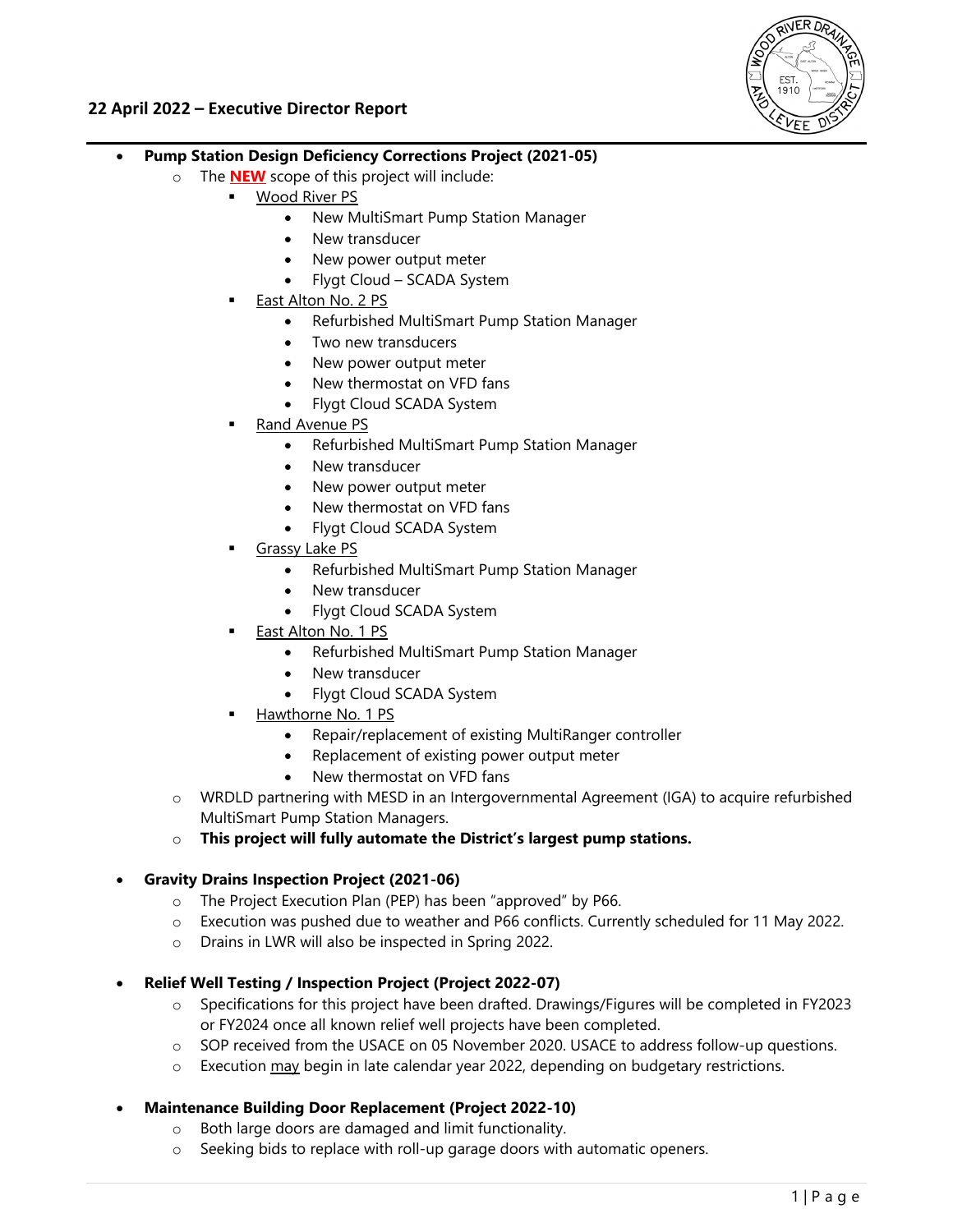## 22 April 2022 – Executive Director Report

- **Pump Station Design Deficiency Corrections Project (2021-05)**
  - The **NEW** scope of this project will include:
    - Wood River PS
      - New MultiSmart Pump Station Manager
      - New transducer
      - New power output meter
      - Flygt Cloud – SCADA System
    - East Alton No. 2 PS
      - Refurbished MultiSmart Pump Station Manager
      - Two new transducers
      - New power output meter
      - New thermostat on VFD fans
      - Flygt Cloud SCADA System
    - Rand Avenue PS
      - Refurbished MultiSmart Pump Station Manager
      - New transducer
      - New power output meter
      - New thermostat on VFD fans
      - Flygt Cloud SCADA System
    - Grassy Lake PS
      - Refurbished MultiSmart Pump Station Manager
      - New transducer
      - Flygt Cloud SCADA System
    - East Alton No. 1 PS
      - Refurbished MultiSmart Pump Station Manager
      - New transducer
      - Flygt Cloud SCADA System
    - Hawthorne No. 1 PS
      - Repair/replacement of existing MultiRanger controller
      - Replacement of existing power output meter
      - New thermostat on VFD fans
  - WRDLD partnering with MESD in an Intergovernmental Agreement (IGA) to acquire refurbished MultiSmart Pump Station Managers.
  - **This project will fully automate the District's largest pump stations.**

- **Gravity Drains Inspection Project (2021-06)**
  - The Project Execution Plan (PEP) has been "approved" by P66.
  - Execution was pushed due to weather and P66 conflicts. Currently scheduled for 11 May 2022.
  - Drains in LWR will also be inspected in Spring 2022.

- **Relief Well Testing / Inspection Project (Project 2022-07)**
  - Specifications for this project have been drafted. Drawings/Figures will be completed in FY2023 or FY2024 once all known relief well projects have been completed.
  - SOP received from the USACE on 05 November 2020. USACE to address follow-up questions.
  - Execution may begin in late calendar year 2022, depending on budgetary restrictions.

- **Maintenance Building Door Replacement (Project 2022-10)**
  - Both large doors are damaged and limit functionality.
  - Seeking bids to replace with roll-up garage doors with automatic openers.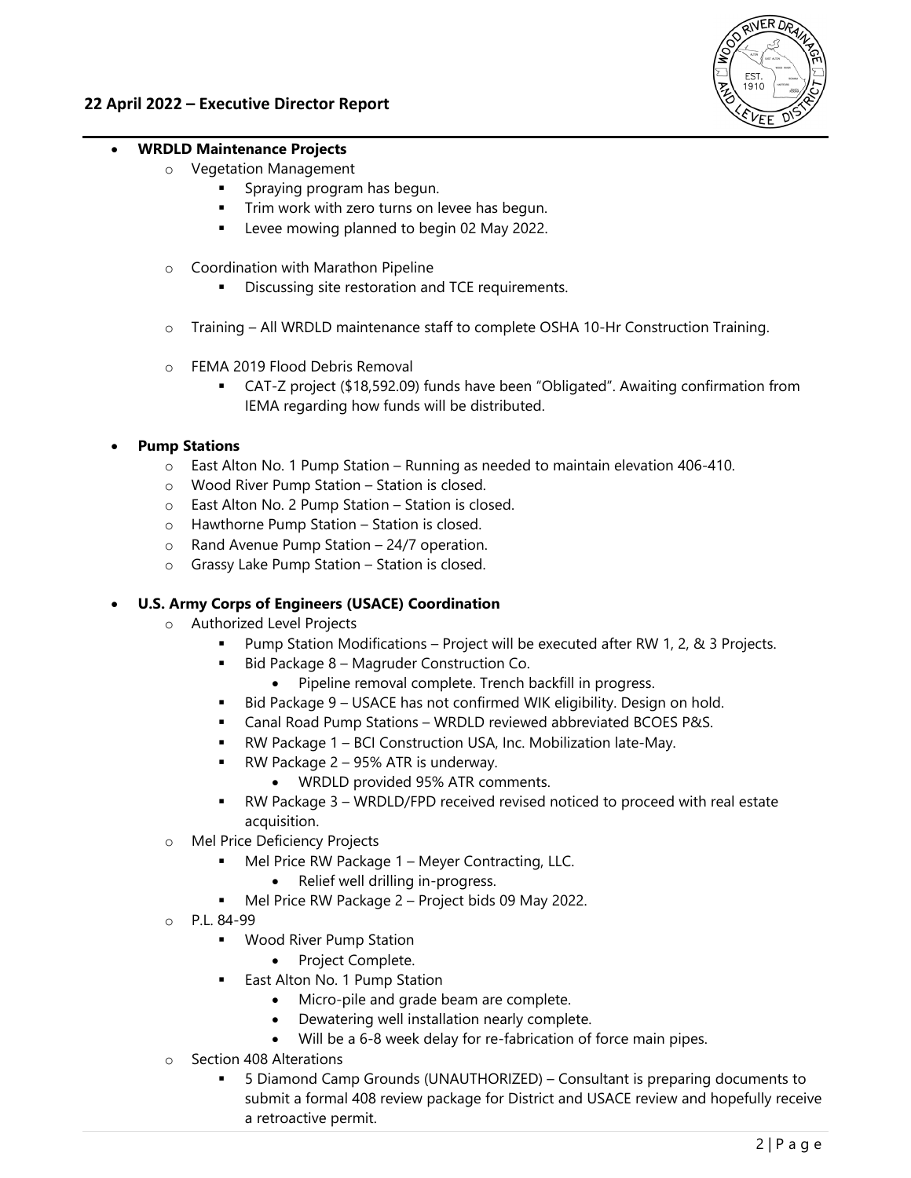## 22 April 2022 – Executive Director Report

- **WRDLD Maintenance Projects**
  - Vegetation Management
    - Spraying program has begun.
    - Trim work with zero turns on levee has begun.
    - Levee mowing planned to begin 02 May 2022.
  - Coordination with Marathon Pipeline
    - Discussing site restoration and TCE requirements.
  - Training – All WRDLD maintenance staff to complete OSHA 10-Hr Construction Training.
  - FEMA 2019 Flood Debris Removal
    - CAT-Z project ($18,592.09) funds have been "Obligated". Awaiting confirmation from IEMA regarding how funds will be distributed.

- **Pump Stations**
  - East Alton No. 1 Pump Station – Running as needed to maintain elevation 406-410.
  - Wood River Pump Station – Station is closed.
  - East Alton No. 2 Pump Station – Station is closed.
  - Hawthorne Pump Station – Station is closed.
  - Rand Avenue Pump Station – 24/7 operation.
  - Grassy Lake Pump Station – Station is closed.

- **U.S. Army Corps of Engineers (USACE) Coordination**
  - Authorized Level Projects
    - Pump Station Modifications – Project will be executed after RW 1, 2, & 3 Projects.
    - Bid Package 8 – Magruder Construction Co.
      - Pipeline removal complete. Trench backfill in progress.
    - Bid Package 9 – USACE has not confirmed WIK eligibility. Design on hold.
    - Canal Road Pump Stations – WRDLD reviewed abbreviated BCOES P&S.
    - RW Package 1 – BCI Construction USA, Inc. Mobilization late-May.
    - RW Package 2 – 95% ATR is underway.
      - WRDLD provided 95% ATR comments.
    - RW Package 3 – WRDLD/FPD received revised noticed to proceed with real estate acquisition.
  - Mel Price Deficiency Projects
    - Mel Price RW Package 1 – Meyer Contracting, LLC.
      - Relief well drilling in-progress.
    - Mel Price RW Package 2 – Project bids 09 May 2022.
  - P.L. 84-99
    - Wood River Pump Station
      - Project Complete.
    - East Alton No. 1 Pump Station
      - Micro-pile and grade beam are complete.
      - Dewatering well installation nearly complete.
      - Will be a 6-8 week delay for re-fabrication of force main pipes.
  - Section 408 Alterations
    - 5 Diamond Camp Grounds (UNAUTHORIZED) – Consultant is preparing documents to submit a formal 408 review package for District and USACE review and hopefully receive a retroactive permit.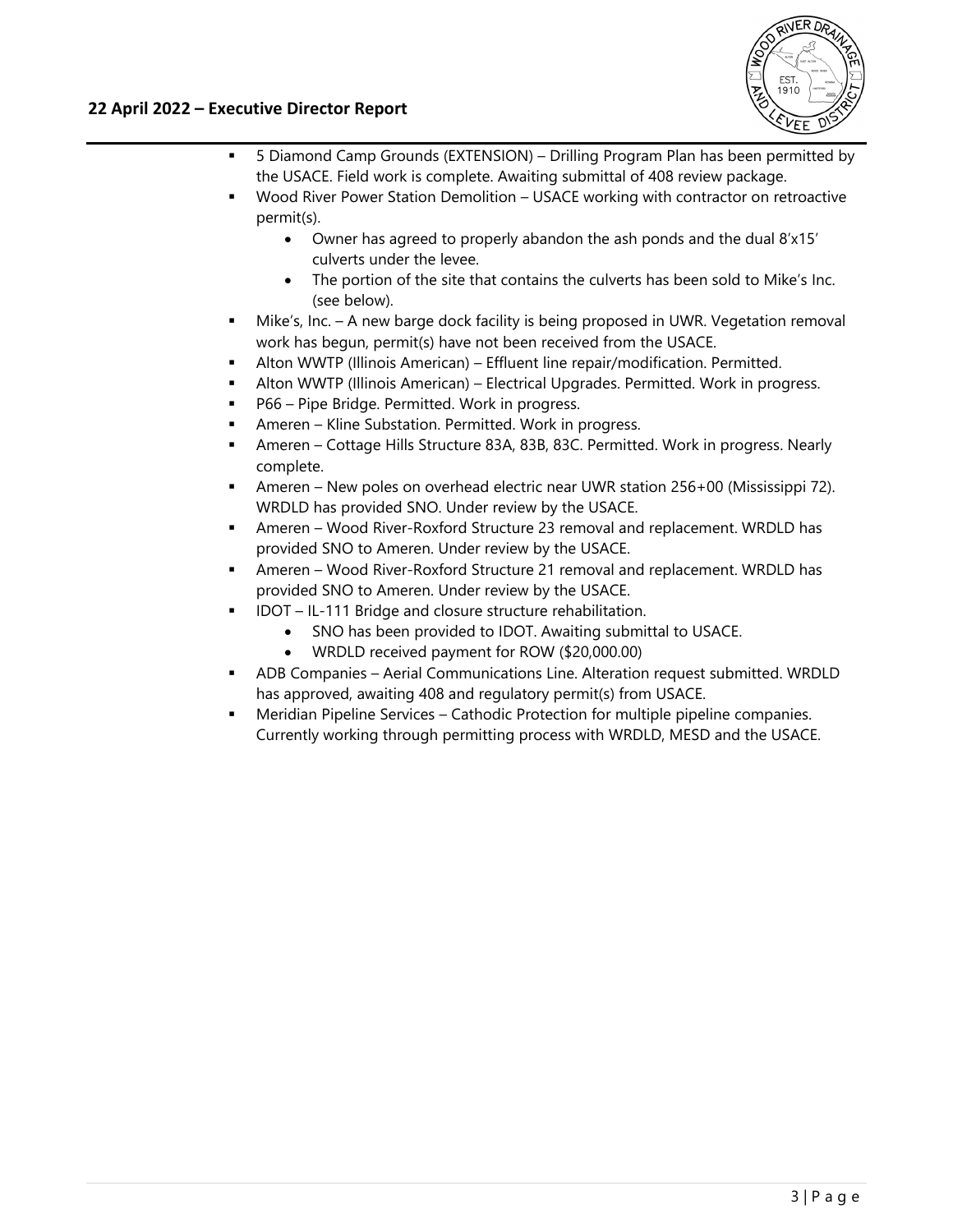- 5 Diamond Camp Grounds (EXTENSION) – Drilling Program Plan has been permitted by the USACE. Field work is complete. Awaiting submittal of 408 review package.
- Wood River Power Station Demolition – USACE working with contractor on retroactive permit(s).
    - Owner has agreed to properly abandon the ash ponds and the dual 8'x15' culverts under the levee.
    - The portion of the site that contains the culverts has been sold to Mike's Inc. (see below).
- Mike's, Inc. – A new barge dock facility is being proposed in UWR. Vegetation removal work has begun, permit(s) have not been received from the USACE.
- Alton WWTP (Illinois American) – Effluent line repair/modification. Permitted.
- Alton WWTP (Illinois American) – Electrical Upgrades. Permitted. Work in progress.
- P66 – Pipe Bridge. Permitted. Work in progress.
- Ameren – Kline Substation. Permitted. Work in progress.
- Ameren – Cottage Hills Structure 83A, 83B, 83C. Permitted. Work in progress. Nearly complete.
- Ameren – New poles on overhead electric near UWR station 256+00 (Mississippi 72). WRDLD has provided SNO. Under review by the USACE.
- Ameren – Wood River-Roxford Structure 23 removal and replacement. WRDLD has provided SNO to Ameren. Under review by the USACE.
- Ameren – Wood River-Roxford Structure 21 removal and replacement. WRDLD has provided SNO to Ameren. Under review by the USACE.
- IDOT – IL-111 Bridge and closure structure rehabilitation.
    - SNO has been provided to IDOT. Awaiting submittal to USACE.
    - WRDLD received payment for ROW ($20,000.00)
- ADB Companies – Aerial Communications Line. Alteration request submitted. WRDLD has approved, awaiting 408 and regulatory permit(s) from USACE.
- Meridian Pipeline Services – Cathodic Protection for multiple pipeline companies. Currently working through permitting process with WRDLD, MESD and the USACE.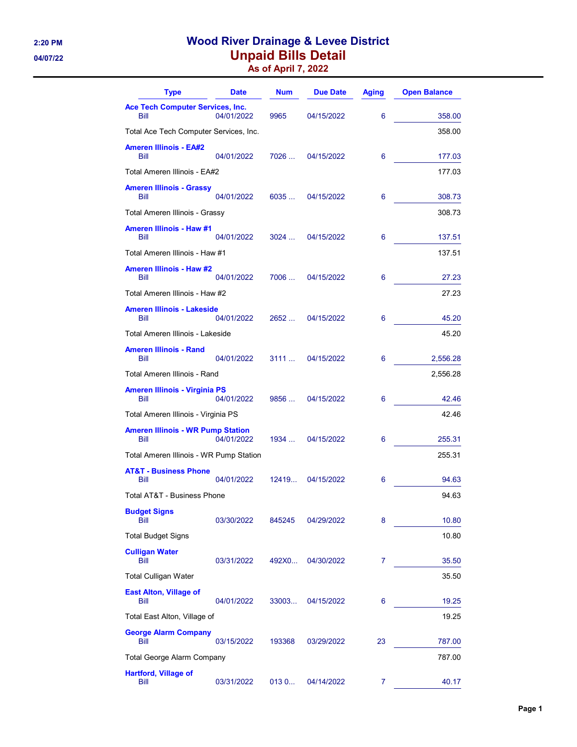# Wood River Drainage & Levee District

## Unpaid Bills Detail

### As of April 7, 2022

2:20 PM
04/07/22

| Type | Date | Num | Due Date | Aging | Open Balance |
|---|---|---|---|---|---|
| **Ace Tech Computer Services, Inc.** | | | | | |
| Bill | 04/01/2022 | 9965 | 04/15/2022 | 6 | 358.00 |
| Total Ace Tech Computer Services, Inc. | | | | | 358.00 |
| **Ameren Illinois - EA#2** | | | | | |
| Bill | 04/01/2022 | 7026 ... | 04/15/2022 | 6 | 177.03 |
| Total Ameren Illinois - EA#2 | | | | | 177.03 |
| **Ameren Illinois - Grassy** | | | | | |
| Bill | 04/01/2022 | 6035 ... | 04/15/2022 | 6 | 308.73 |
| Total Ameren Illinois - Grassy | | | | | 308.73 |
| **Ameren Illinois - Haw #1** | | | | | |
| Bill | 04/01/2022 | 3024 ... | 04/15/2022 | 6 | 137.51 |
| Total Ameren Illinois - Haw #1 | | | | | 137.51 |
| **Ameren Illinois - Haw #2** | | | | | |
| Bill | 04/01/2022 | 7006 ... | 04/15/2022 | 6 | 27.23 |
| Total Ameren Illinois - Haw #2 | | | | | 27.23 |
| **Ameren Illinois - Lakeside** | | | | | |
| Bill | 04/01/2022 | 2652 ... | 04/15/2022 | 6 | 45.20 |
| Total Ameren Illinois - Lakeside | | | | | 45.20 |
| **Ameren Illinois - Rand** | | | | | |
| Bill | 04/01/2022 | 3111 ... | 04/15/2022 | 6 | 2,556.28 |
| Total Ameren Illinois - Rand | | | | | 2,556.28 |
| **Ameren Illinois - Virginia PS** | | | | | |
| Bill | 04/01/2022 | 9856 ... | 04/15/2022 | 6 | 42.46 |
| Total Ameren Illinois - Virginia PS | | | | | 42.46 |
| **Ameren Illinois - WR Pump Station** | | | | | |
| Bill | 04/01/2022 | 1934 ... | 04/15/2022 | 6 | 255.31 |
| Total Ameren Illinois - WR Pump Station | | | | | 255.31 |
| **AT&T - Business Phone** | | | | | |
| Bill | 04/01/2022 | 12419... | 04/15/2022 | 6 | 94.63 |
| Total AT&T - Business Phone | | | | | 94.63 |
| **Budget Signs** | | | | | |
| Bill | 03/30/2022 | 845245 | 04/29/2022 | 8 | 10.80 |
| Total Budget Signs | | | | | 10.80 |
| **Culligan Water** | | | | | |
| Bill | 03/31/2022 | 492X0... | 04/30/2022 | 7 | 35.50 |
| Total Culligan Water | | | | | 35.50 |
| **East Alton, Village of** | | | | | |
| Bill | 04/01/2022 | 33003... | 04/15/2022 | 6 | 19.25 |
| Total East Alton, Village of | | | | | 19.25 |
| **George Alarm Company** | | | | | |
| Bill | 03/15/2022 | 193368 | 03/29/2022 | 23 | 787.00 |
| Total George Alarm Company | | | | | 787.00 |
| **Hartford, Village of** | | | | | |
| Bill | 03/31/2022 | 013 0... | 04/14/2022 | 7 | 40.17 |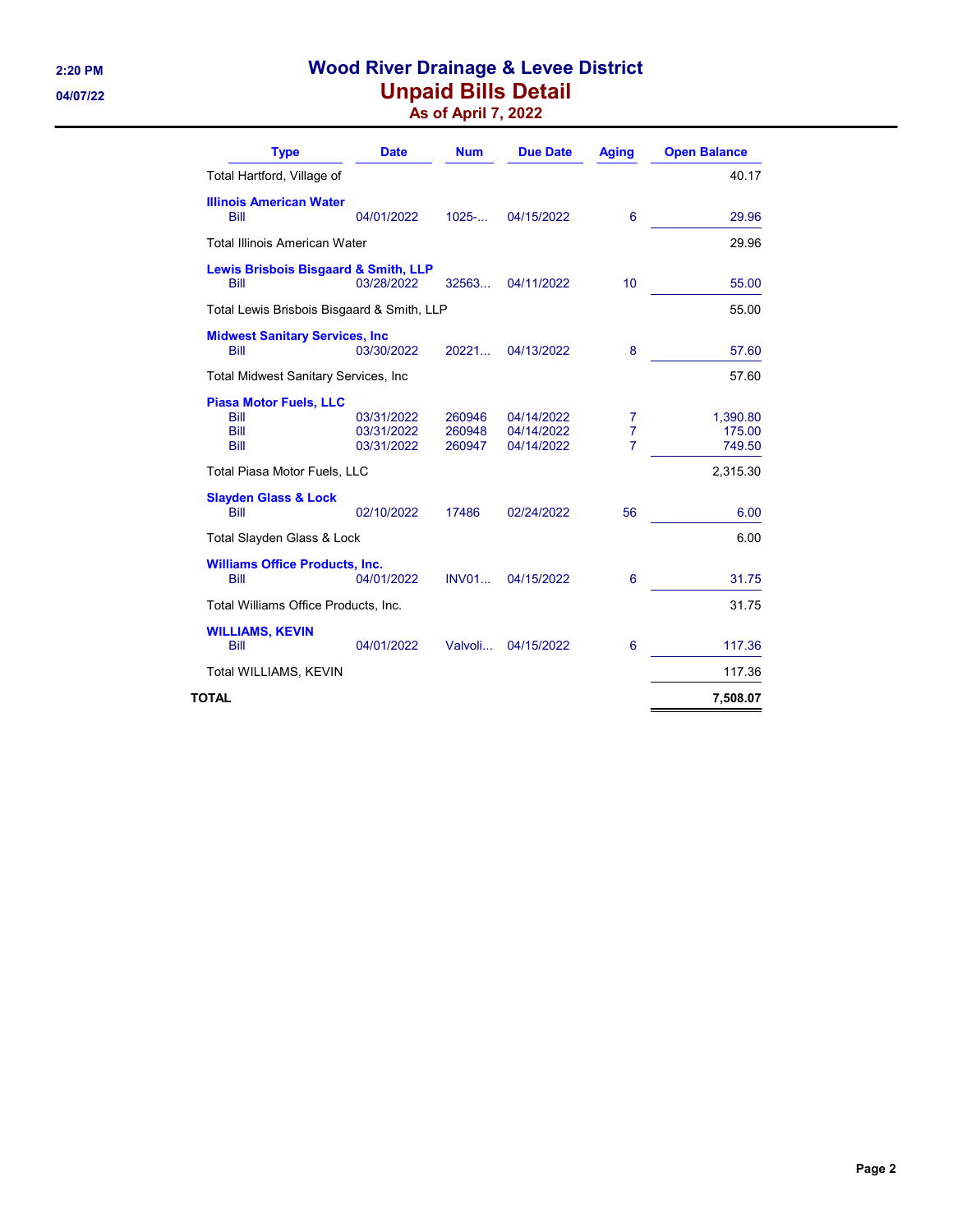# Wood River Drainage & Levee District
## Unpaid Bills Detail
### As of April 7, 2022

| Type | Date | Num | Due Date | Aging | Open Balance |
|---|---|---|---|---|---|
| Total Hartford, Village of | | | | | 40.17 |
| **Illinois American Water** | | | | | |
| Bill | 04/01/2022 | 1025-... | 04/15/2022 | 6 | 29.96 |
| Total Illinois American Water | | | | | 29.96 |
| **Lewis Brisbois Bisgaard & Smith, LLP** | | | | | |
| Bill | 03/28/2022 | 32563... | 04/11/2022 | 10 | 55.00 |
| Total Lewis Brisbois Bisgaard & Smith, LLP | | | | | 55.00 |
| **Midwest Sanitary Services, Inc** | | | | | |
| Bill | 03/30/2022 | 20221... | 04/13/2022 | 8 | 57.60 |
| Total Midwest Sanitary Services, Inc | | | | | 57.60 |
| **Piasa Motor Fuels, LLC** | | | | | |
| Bill | 03/31/2022 | 260946 | 04/14/2022 | 7 | 1,390.80 |
| Bill | 03/31/2022 | 260948 | 04/14/2022 | 7 | 175.00 |
| Bill | 03/31/2022 | 260947 | 04/14/2022 | 7 | 749.50 |
| Total Piasa Motor Fuels, LLC | | | | | 2,315.30 |
| **Slayden Glass & Lock** | | | | | |
| Bill | 02/10/2022 | 17486 | 02/24/2022 | 56 | 6.00 |
| Total Slayden Glass & Lock | | | | | 6.00 |
| **Williams Office Products, Inc.** | | | | | |
| Bill | 04/01/2022 | INV01... | 04/15/2022 | 6 | 31.75 |
| Total Williams Office Products, Inc. | | | | | 31.75 |
| **WILLIAMS, KEVIN** | | | | | |
| Bill | 04/01/2022 | Valvoli... | 04/15/2022 | 6 | 117.36 |
| Total WILLIAMS, KEVIN | | | | | 117.36 |
| **TOTAL** | | | | | **7,508.07** |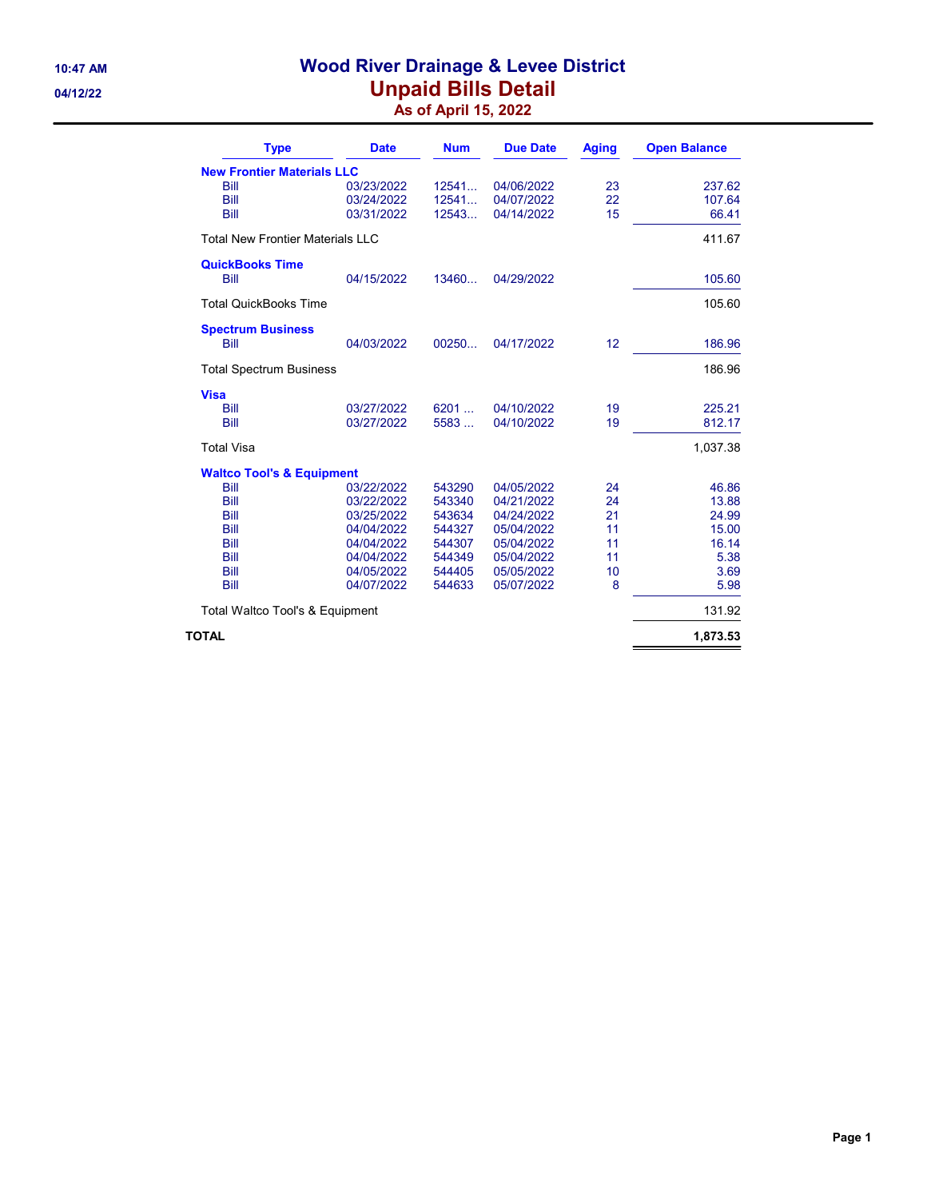# Wood River Drainage & Levee District

## Unpaid Bills Detail

### As of April 15, 2022

10:47 AM
04/12/22

| Type | Date | Num | Due Date | Aging | Open Balance |
|---|---|---|---|---|---|
| **New Frontier Materials LLC** | | | | | |
| Bill | 03/23/2022 | 12541... | 04/06/2022 | 23 | 237.62 |
| Bill | 03/24/2022 | 12541... | 04/07/2022 | 22 | 107.64 |
| Bill | 03/31/2022 | 12543... | 04/14/2022 | 15 | 66.41 |
| Total New Frontier Materials LLC | | | | | 411.67 |
| **QuickBooks Time** | | | | | |
| Bill | 04/15/2022 | 13460... | 04/29/2022 | | 105.60 |
| Total QuickBooks Time | | | | | 105.60 |
| **Spectrum Business** | | | | | |
| Bill | 04/03/2022 | 00250... | 04/17/2022 | 12 | 186.96 |
| Total Spectrum Business | | | | | 186.96 |
| **Visa** | | | | | |
| Bill | 03/27/2022 | 6201 ... | 04/10/2022 | 19 | 225.21 |
| Bill | 03/27/2022 | 5583 ... | 04/10/2022 | 19 | 812.17 |
| Total Visa | | | | | 1,037.38 |
| **Waltco Tool's & Equipment** | | | | | |
| Bill | 03/22/2022 | 543290 | 04/05/2022 | 24 | 46.86 |
| Bill | 03/22/2022 | 543340 | 04/21/2022 | 24 | 13.88 |
| Bill | 03/25/2022 | 543634 | 04/24/2022 | 21 | 24.99 |
| Bill | 04/04/2022 | 544327 | 05/04/2022 | 11 | 15.00 |
| Bill | 04/04/2022 | 544307 | 05/04/2022 | 11 | 16.14 |
| Bill | 04/04/2022 | 544349 | 05/04/2022 | 11 | 5.38 |
| Bill | 04/05/2022 | 544405 | 05/05/2022 | 10 | 3.69 |
| Bill | 04/07/2022 | 544633 | 05/07/2022 | 8 | 5.98 |
| Total Waltco Tool's & Equipment | | | | | 131.92 |
| **TOTAL** | | | | | **1,873.53** |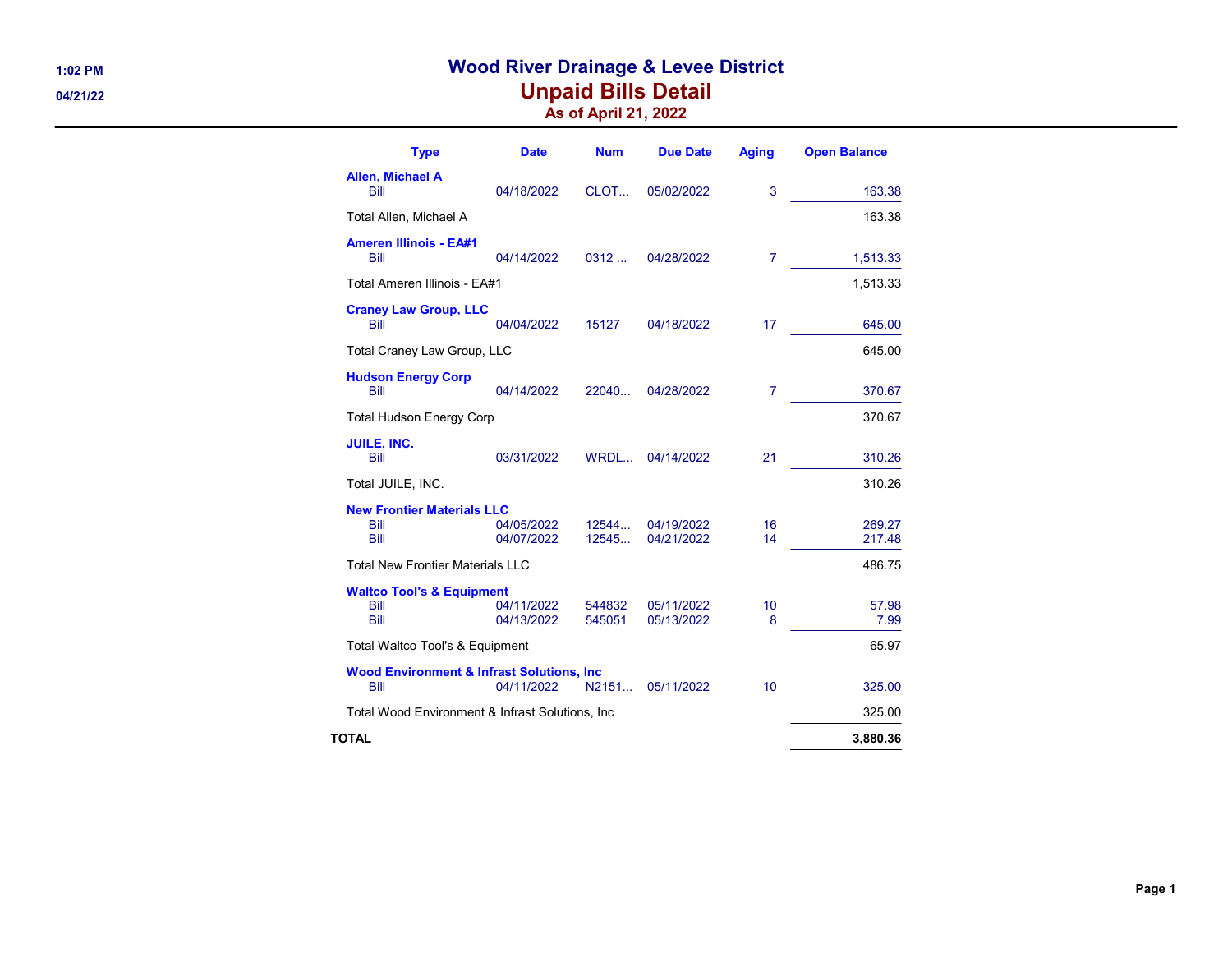# Wood River Drainage & Levee District

## Unpaid Bills Detail

### As of April 21, 2022

1:02 PM

04/21/22

| Type | Date | Num | Due Date | Aging | Open Balance |
|---|---|---|---|---|---|
| **Allen, Michael A** | | | | | |
| Bill | 04/18/2022 | CLOT... | 05/02/2022 | 3 | 163.38 |
| Total Allen, Michael A | | | | | 163.38 |
| **Ameren Illinois - EA#1** | | | | | |
| Bill | 04/14/2022 | 0312 ... | 04/28/2022 | 7 | 1,513.33 |
| Total Ameren Illinois - EA#1 | | | | | 1,513.33 |
| **Craney Law Group, LLC** | | | | | |
| Bill | 04/04/2022 | 15127 | 04/18/2022 | 17 | 645.00 |
| Total Craney Law Group, LLC | | | | | 645.00 |
| **Hudson Energy Corp** | | | | | |
| Bill | 04/14/2022 | 22040... | 04/28/2022 | 7 | 370.67 |
| Total Hudson Energy Corp | | | | | 370.67 |
| **JUILE, INC.** | | | | | |
| Bill | 03/31/2022 | WRDL... | 04/14/2022 | 21 | 310.26 |
| Total JUILE, INC. | | | | | 310.26 |
| **New Frontier Materials LLC** | | | | | |
| Bill | 04/05/2022 | 12544... | 04/19/2022 | 16 | 269.27 |
| Bill | 04/07/2022 | 12545... | 04/21/2022 | 14 | 217.48 |
| Total New Frontier Materials LLC | | | | | 486.75 |
| **Waltco Tool's & Equipment** | | | | | |
| Bill | 04/11/2022 | 544832 | 05/11/2022 | 10 | 57.98 |
| Bill | 04/13/2022 | 545051 | 05/13/2022 | 8 | 7.99 |
| Total Waltco Tool's & Equipment | | | | | 65.97 |
| **Wood Environment & Infrast Solutions, Inc** | | | | | |
| Bill | 04/11/2022 | N2151... | 05/11/2022 | 10 | 325.00 |
| Total Wood Environment & Infrast Solutions, Inc | | | | | 325.00 |
| **TOTAL** | | | | | **3,880.36** |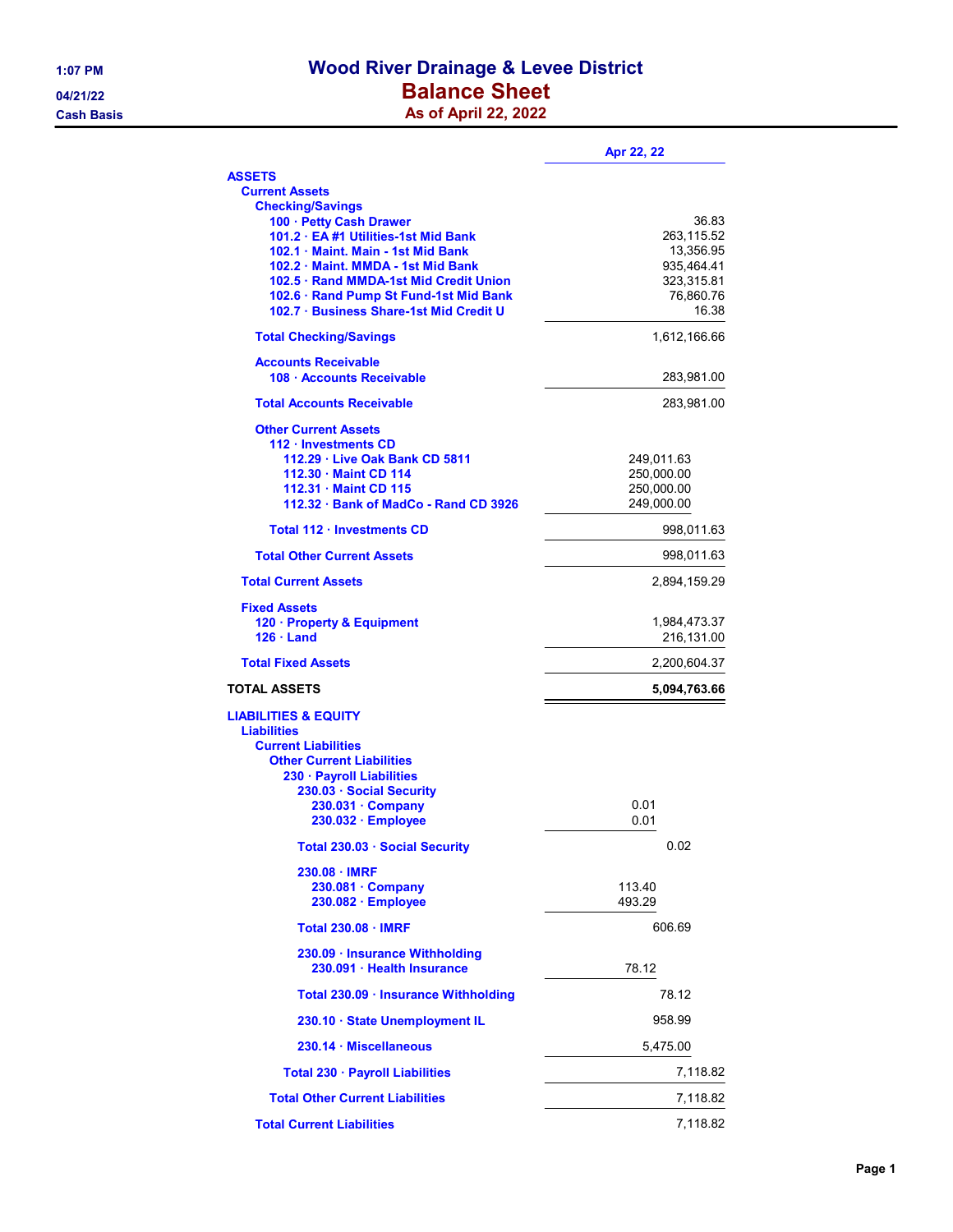# Wood River Drainage & Levee District

## Balance Sheet

### As of April 22, 2022

1:07 PM
04/21/22
Cash Basis

| | | Apr 22, 22 |
|---|---|---|
| **ASSETS** | | |
| Current Assets | | |
| Checking/Savings | | |
| 100 · Petty Cash Drawer | | 36.83 |
| 101.2 · EA #1 Utilities-1st Mid Bank | | 263,115.52 |
| 102.1 · Maint. Main - 1st Mid Bank | | 13,356.95 |
| 102.2 · Maint. MMDA - 1st Mid Bank | | 935,464.41 |
| 102.5 · Rand MMDA-1st Mid Credit Union | | 323,315.81 |
| 102.6 · Rand Pump St Fund-1st Mid Bank | | 76,860.76 |
| 102.7 · Business Share-1st Mid Credit U | | 16.38 |
| Total Checking/Savings | | 1,612,166.66 |
| Accounts Receivable | | |
| 108 · Accounts Receivable | | 283,981.00 |
| Total Accounts Receivable | | 283,981.00 |
| Other Current Assets | | |
| 112 · Investments CD | | |
| 112.29 · Live Oak Bank CD 5811 | 249,011.63 | |
| 112.30 · Maint CD 114 | 250,000.00 | |
| 112.31 · Maint CD 115 | 250,000.00 | |
| 112.32 · Bank of MadCo - Rand CD 3926 | 249,000.00 | |
| Total 112 · Investments CD | | 998,011.63 |
| Total Other Current Assets | | 998,011.63 |
| Total Current Assets | | 2,894,159.29 |
| Fixed Assets | | |
| 120 · Property & Equipment | | 1,984,473.37 |
| 126 · Land | | 216,131.00 |
| Total Fixed Assets | | 2,200,604.37 |
| **TOTAL ASSETS** | | **5,094,763.66** |
| **LIABILITIES & EQUITY** | | |
| Liabilities | | |
| Current Liabilities | | |
| Other Current Liabilities | | |
| 230 · Payroll Liabilities | | |
| 230.03 · Social Security | | |
| 230.031 · Company | 0.01 | |
| 230.032 · Employee | 0.01 | |
| Total 230.03 · Social Security | 0.02 | |
| 230.08 · IMRF | | |
| 230.081 · Company | 113.40 | |
| 230.082 · Employee | 493.29 | |
| Total 230.08 · IMRF | 606.69 | |
| 230.09 · Insurance Withholding | | |
| 230.091 · Health Insurance | 78.12 | |
| Total 230.09 · Insurance Withholding | 78.12 | |
| 230.10 · State Unemployment IL | 958.99 | |
| 230.14 · Miscellaneous | 5,475.00 | |
| Total 230 · Payroll Liabilities | | 7,118.82 |
| Total Other Current Liabilities | | 7,118.82 |
| Total Current Liabilities | | 7,118.82 |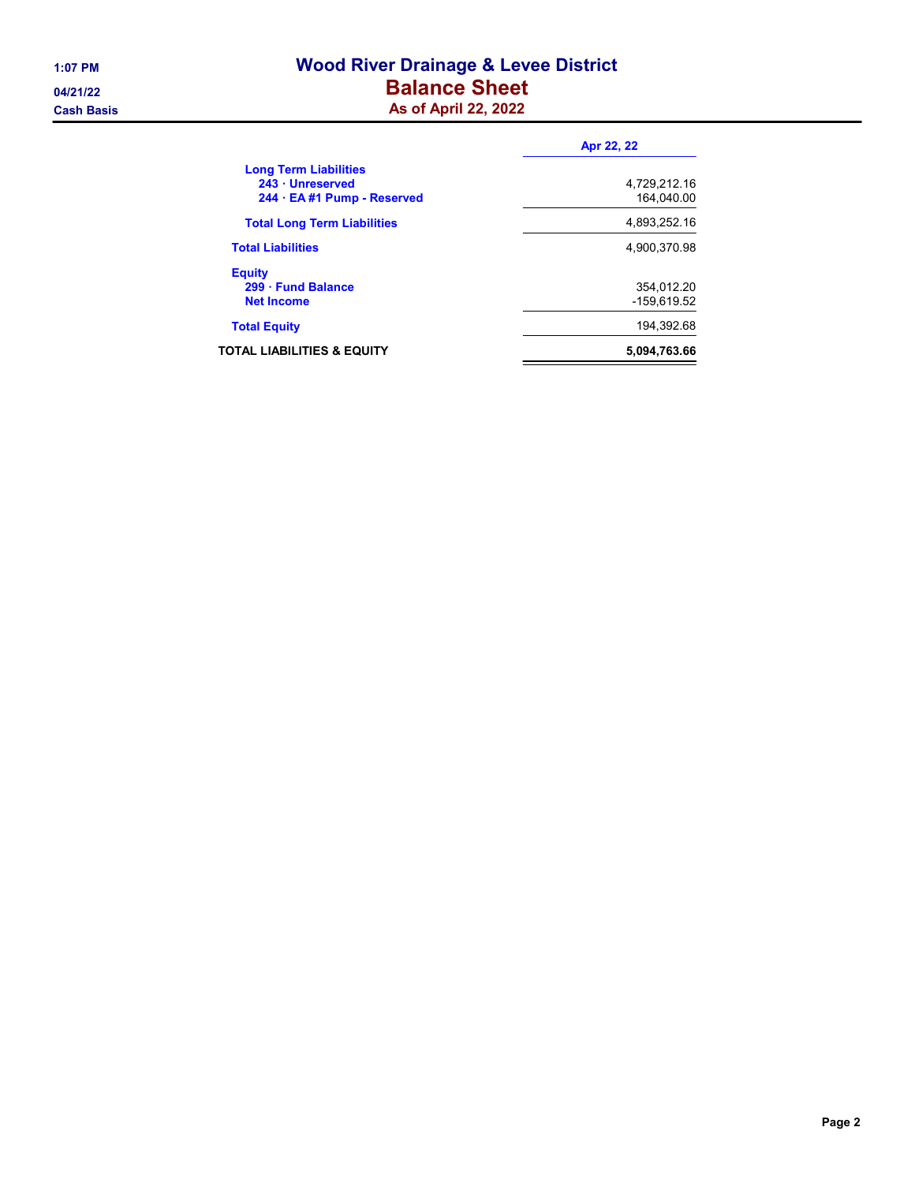# Wood River Drainage & Levee District

## Balance Sheet

### As of April 22, 2022

1:07 PM
04/21/22
Cash Basis

| | Apr 22, 22 |
|---|---:|
| **Long Term Liabilities** | |
| **243 · Unreserved** | 4,729,212.16 |
| **244 · EA #1 Pump - Reserved** | 164,040.00 |
| **Total Long Term Liabilities** | 4,893,252.16 |
| **Total Liabilities** | 4,900,370.98 |
| **Equity** | |
| **299 · Fund Balance** | 354,012.20 |
| **Net Income** | -159,619.52 |
| **Total Equity** | 194,392.68 |
| **TOTAL LIABILITIES & EQUITY** | **5,094,763.66** |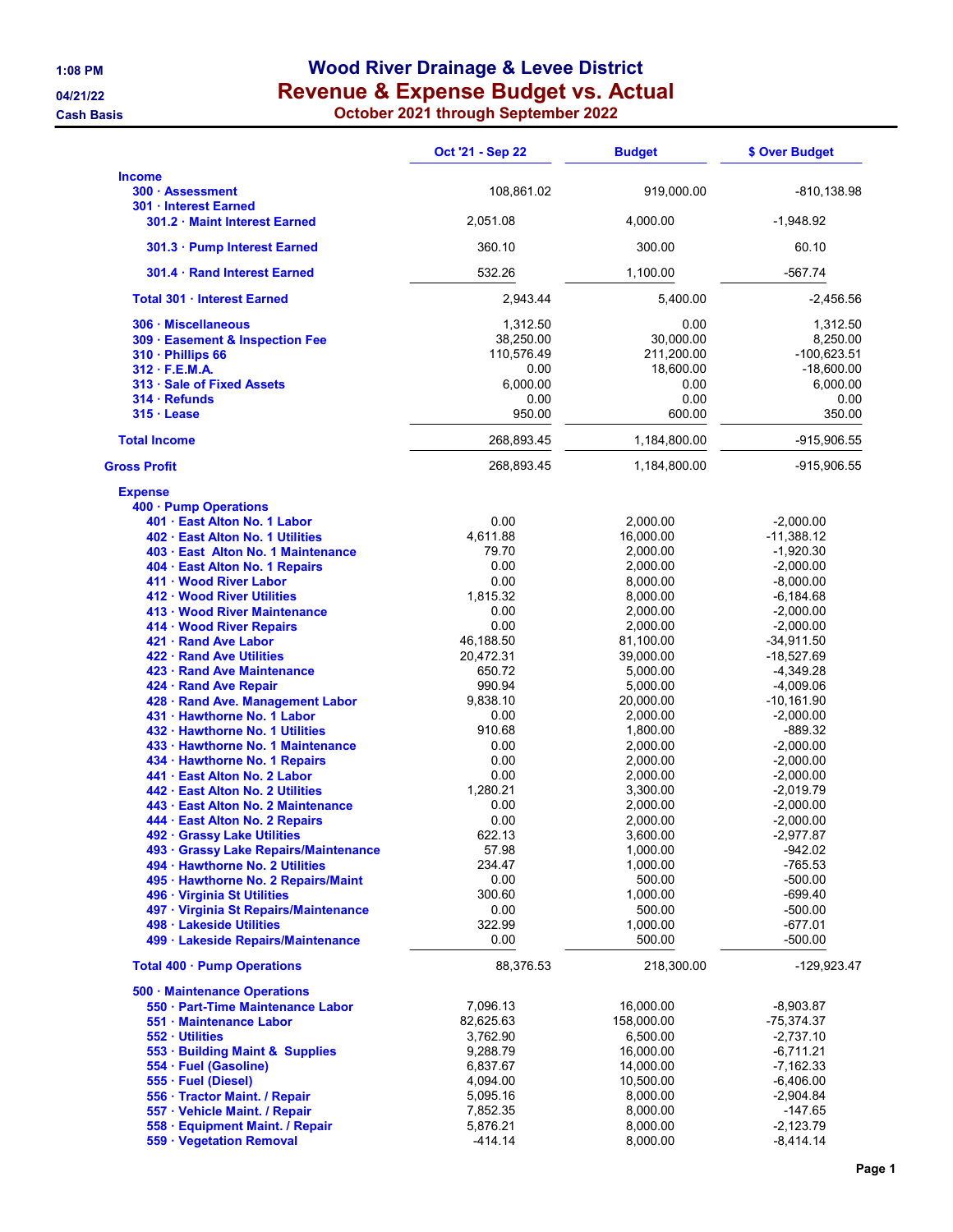# Wood River Drainage & Levee District

## Revenue & Expense Budget vs. Actual

### October 2021 through September 2022

1:08 PM
04/21/22
Cash Basis

| | Oct '21 - Sep 22 | Budget | $ Over Budget |
|---|---|---|---|
| **Income** | | | |
| 300 · Assessment | 108,861.02 | 919,000.00 | -810,138.98 |
| 301 · Interest Earned | | | |
| 301.2 · Maint Interest Earned | 2,051.08 | 4,000.00 | -1,948.92 |
| 301.3 · Pump Interest Earned | 360.10 | 300.00 | 60.10 |
| 301.4 · Rand Interest Earned | 532.26 | 1,100.00 | -567.74 |
| Total 301 · Interest Earned | 2,943.44 | 5,400.00 | -2,456.56 |
| 306 · Miscellaneous | 1,312.50 | 0.00 | 1,312.50 |
| 309 · Easement & Inspection Fee | 38,250.00 | 30,000.00 | 8,250.00 |
| 310 · Phillips 66 | 110,576.49 | 211,200.00 | -100,623.51 |
| 312 · F.E.M.A. | 0.00 | 18,600.00 | -18,600.00 |
| 313 · Sale of Fixed Assets | 6,000.00 | 0.00 | 6,000.00 |
| 314 · Refunds | 0.00 | 0.00 | 0.00 |
| 315 · Lease | 950.00 | 600.00 | 350.00 |
| **Total Income** | 268,893.45 | 1,184,800.00 | -915,906.55 |
| **Gross Profit** | 268,893.45 | 1,184,800.00 | -915,906.55 |
| **Expense** | | | |
| 400 · Pump Operations | | | |
| 401 · East Alton No. 1 Labor | 0.00 | 2,000.00 | -2,000.00 |
| 402 · East Alton No. 1 Utilities | 4,611.88 | 16,000.00 | -11,388.12 |
| 403 · East Alton No. 1 Maintenance | 79.70 | 2,000.00 | -1,920.30 |
| 404 · East Alton No. 1 Repairs | 0.00 | 2,000.00 | -2,000.00 |
| 411 · Wood River Labor | 0.00 | 8,000.00 | -8,000.00 |
| 412 · Wood River Utilities | 1,815.32 | 8,000.00 | -6,184.68 |
| 413 · Wood River Maintenance | 0.00 | 2,000.00 | -2,000.00 |
| 414 · Wood River Repairs | 0.00 | 2,000.00 | -2,000.00 |
| 421 · Rand Ave Labor | 46,188.50 | 81,100.00 | -34,911.50 |
| 422 · Rand Ave Utilities | 20,472.31 | 39,000.00 | -18,527.69 |
| 423 · Rand Ave Maintenance | 650.72 | 5,000.00 | -4,349.28 |
| 424 · Rand Ave Repair | 990.94 | 5,000.00 | -4,009.06 |
| 428 · Rand Ave. Management Labor | 9,838.10 | 20,000.00 | -10,161.90 |
| 431 · Hawthorne No. 1 Labor | 0.00 | 2,000.00 | -2,000.00 |
| 432 · Hawthorne No. 1 Utilities | 910.68 | 1,800.00 | -889.32 |
| 433 · Hawthorne No. 1 Maintenance | 0.00 | 2,000.00 | -2,000.00 |
| 434 · Hawthorne No. 1 Repairs | 0.00 | 2,000.00 | -2,000.00 |
| 441 · East Alton No. 2 Labor | 0.00 | 2,000.00 | -2,000.00 |
| 442 · East Alton No. 2 Utilities | 1,280.21 | 3,300.00 | -2,019.79 |
| 443 · East Alton No. 2 Maintenance | 0.00 | 2,000.00 | -2,000.00 |
| 444 · East Alton No. 2 Repairs | 0.00 | 2,000.00 | -2,000.00 |
| 492 · Grassy Lake Utilities | 622.13 | 3,600.00 | -2,977.87 |
| 493 · Grassy Lake Repairs/Maintenance | 57.98 | 1,000.00 | -942.02 |
| 494 · Hawthorne No. 2 Utilities | 234.47 | 1,000.00 | -765.53 |
| 495 · Hawthorne No. 2 Repairs/Maint | 0.00 | 500.00 | -500.00 |
| 496 · Virginia St Utilities | 300.60 | 1,000.00 | -699.40 |
| 497 · Virginia St Repairs/Maintenance | 0.00 | 500.00 | -500.00 |
| 498 · Lakeside Utilities | 322.99 | 1,000.00 | -677.01 |
| 499 · Lakeside Repairs/Maintenance | 0.00 | 500.00 | -500.00 |
| Total 400 · Pump Operations | 88,376.53 | 218,300.00 | -129,923.47 |
| 500 · Maintenance Operations | | | |
| 550 · Part-Time Maintenance Labor | 7,096.13 | 16,000.00 | -8,903.87 |
| 551 · Maintenance Labor | 82,625.63 | 158,000.00 | -75,374.37 |
| 552 · Utilities | 3,762.90 | 6,500.00 | -2,737.10 |
| 553 · Building Maint & Supplies | 9,288.79 | 16,000.00 | -6,711.21 |
| 554 · Fuel (Gasoline) | 6,837.67 | 14,000.00 | -7,162.33 |
| 555 · Fuel (Diesel) | 4,094.00 | 10,500.00 | -6,406.00 |
| 556 · Tractor Maint. / Repair | 5,095.16 | 8,000.00 | -2,904.84 |
| 557 · Vehicle Maint. / Repair | 7,852.35 | 8,000.00 | -147.65 |
| 558 · Equipment Maint. / Repair | 5,876.21 | 8,000.00 | -2,123.79 |
| 559 · Vegetation Removal | -414.14 | 8,000.00 | -8,414.14 |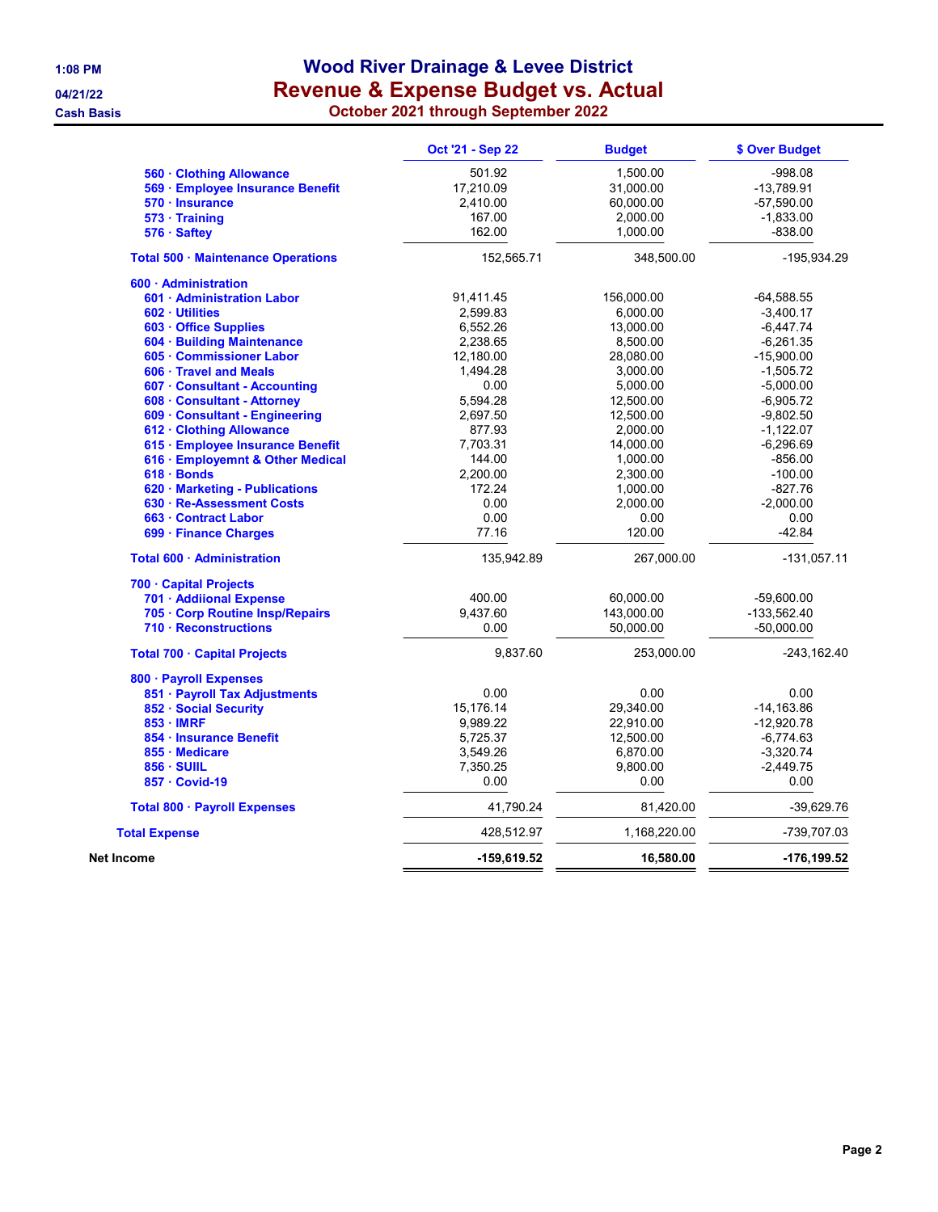# Wood River Drainage & Levee District

## Revenue & Expense Budget vs. Actual

### October 2021 through September 2022

1:08 PM
04/21/22
Cash Basis

| | Oct '21 - Sep 22 | Budget | $ Over Budget |
|---|---|---|---|
| 560 · Clothing Allowance | 501.92 | 1,500.00 | -998.08 |
| 569 · Employee Insurance Benefit | 17,210.09 | 31,000.00 | -13,789.91 |
| 570 · Insurance | 2,410.00 | 60,000.00 | -57,590.00 |
| 573 · Training | 167.00 | 2,000.00 | -1,833.00 |
| 576 · Saftey | 162.00 | 1,000.00 | -838.00 |
| **Total 500 · Maintenance Operations** | 152,565.71 | 348,500.00 | -195,934.29 |
| **600 · Administration** | | | |
| 601 · Administration Labor | 91,411.45 | 156,000.00 | -64,588.55 |
| 602 · Utilities | 2,599.83 | 6,000.00 | -3,400.17 |
| 603 · Office Supplies | 6,552.26 | 13,000.00 | -6,447.74 |
| 604 · Building Maintenance | 2,238.65 | 8,500.00 | -6,261.35 |
| 605 · Commissioner Labor | 12,180.00 | 28,080.00 | -15,900.00 |
| 606 · Travel and Meals | 1,494.28 | 3,000.00 | -1,505.72 |
| 607 · Consultant - Accounting | 0.00 | 5,000.00 | -5,000.00 |
| 608 · Consultant - Attorney | 5,594.28 | 12,500.00 | -6,905.72 |
| 609 · Consultant - Engineering | 2,697.50 | 12,500.00 | -9,802.50 |
| 612 · Clothing Allowance | 877.93 | 2,000.00 | -1,122.07 |
| 615 · Employee Insurance Benefit | 7,703.31 | 14,000.00 | -6,296.69 |
| 616 · Employemnt & Other Medical | 144.00 | 1,000.00 | -856.00 |
| 618 · Bonds | 2,200.00 | 2,300.00 | -100.00 |
| 620 · Marketing - Publications | 172.24 | 1,000.00 | -827.76 |
| 630 · Re-Assessment Costs | 0.00 | 2,000.00 | -2,000.00 |
| 663 · Contract Labor | 0.00 | 0.00 | 0.00 |
| 699 · Finance Charges | 77.16 | 120.00 | -42.84 |
| **Total 600 · Administration** | 135,942.89 | 267,000.00 | -131,057.11 |
| **700 · Capital Projects** | | | |
| 701 · Addiional Expense | 400.00 | 60,000.00 | -59,600.00 |
| 705 · Corp Routine Insp/Repairs | 9,437.60 | 143,000.00 | -133,562.40 |
| 710 · Reconstructions | 0.00 | 50,000.00 | -50,000.00 |
| **Total 700 · Capital Projects** | 9,837.60 | 253,000.00 | -243,162.40 |
| **800 · Payroll Expenses** | | | |
| 851 · Payroll Tax Adjustments | 0.00 | 0.00 | 0.00 |
| 852 · Social Security | 15,176.14 | 29,340.00 | -14,163.86 |
| 853 · IMRF | 9,989.22 | 22,910.00 | -12,920.78 |
| 854 · Insurance Benefit | 5,725.37 | 12,500.00 | -6,774.63 |
| 855 · Medicare | 3,549.26 | 6,870.00 | -3,320.74 |
| 856 · SUIIL | 7,350.25 | 9,800.00 | -2,449.75 |
| 857 · Covid-19 | 0.00 | 0.00 | 0.00 |
| **Total 800 · Payroll Expenses** | 41,790.24 | 81,420.00 | -39,629.76 |
| **Total Expense** | 428,512.97 | 1,168,220.00 | -739,707.03 |
| **Net Income** | **-159,619.52** | **16,580.00** | **-176,199.52** |